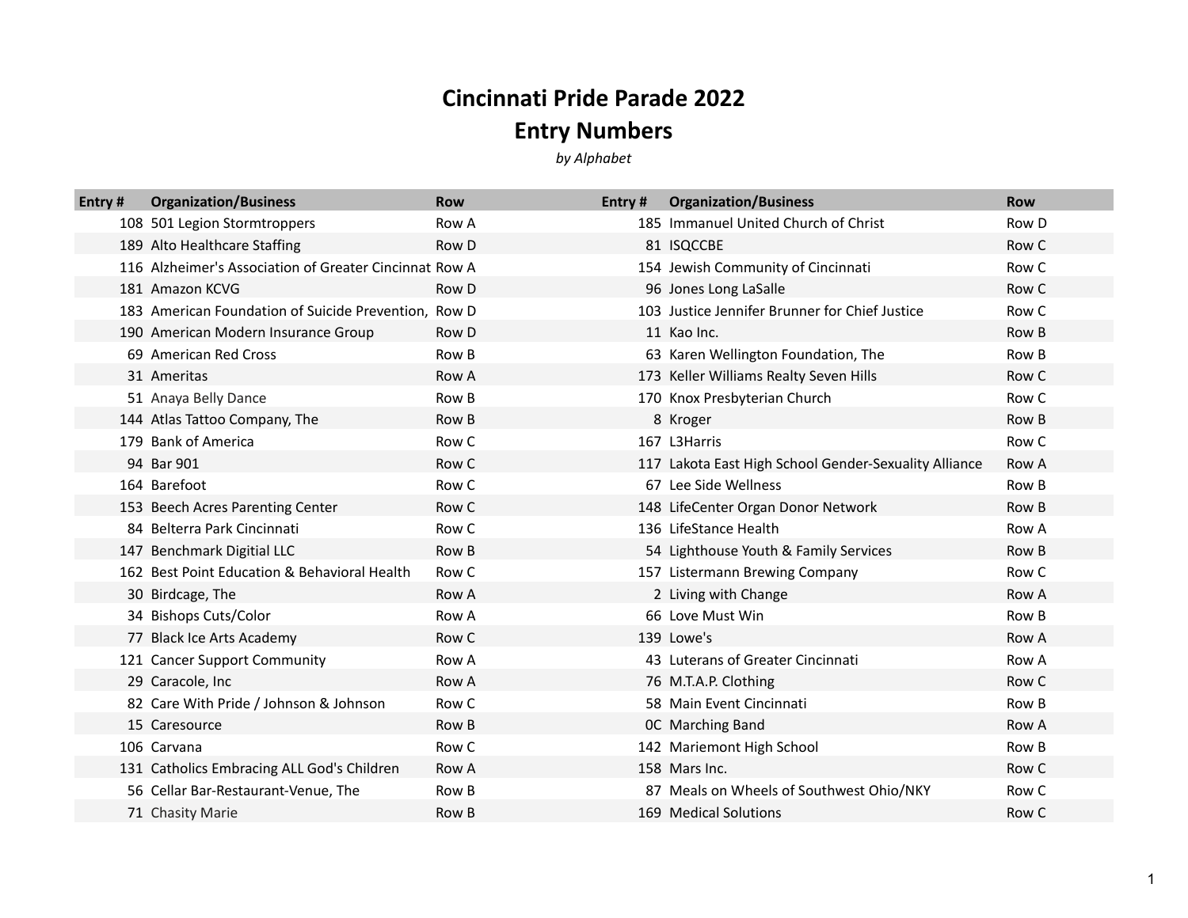# Cincinnati Pride Parade 2022
# Entry Numbers

*by Alphabet*

| Entry # | Organization/Business | Row | Entry # | Organization/Business | Row |
|---|---|---|---|---|---|
| 108 | 501 Legion Stormtroppers | Row A | 185 | Immanuel United Church of Christ | Row D |
| 189 | Alto Healthcare Staffing | Row D | 81 | ISQCCBE | Row C |
| 116 | Alzheimer's Association of Greater Cincinnat | Row A | 154 | Jewish Community of Cincinnati | Row C |
| 181 | Amazon KCVG | Row D | 96 | Jones Long LaSalle | Row C |
| 183 | American Foundation of Suicide Prevention, | Row D | 103 | Justice Jennifer Brunner for Chief Justice | Row C |
| 190 | American Modern Insurance Group | Row D | 11 | Kao Inc. | Row B |
| 69 | American Red Cross | Row B | 63 | Karen Wellington Foundation, The | Row B |
| 31 | Ameritas | Row A | 173 | Keller Williams Realty Seven Hills | Row C |
| 51 | Anaya Belly Dance | Row B | 170 | Knox Presbyterian Church | Row C |
| 144 | Atlas Tattoo Company, The | Row B | 8 | Kroger | Row B |
| 179 | Bank of America | Row C | 167 | L3Harris | Row C |
| 94 | Bar 901 | Row C | 117 | Lakota East High School Gender-Sexuality Alliance | Row A |
| 164 | Barefoot | Row C | 67 | Lee Side Wellness | Row B |
| 153 | Beech Acres Parenting Center | Row C | 148 | LifeCenter Organ Donor Network | Row B |
| 84 | Belterra Park Cincinnati | Row C | 136 | LifeStance Health | Row A |
| 147 | Benchmark Digitial LLC | Row B | 54 | Lighthouse Youth & Family Services | Row B |
| 162 | Best Point Education & Behavioral Health | Row C | 157 | Listermann Brewing Company | Row C |
| 30 | Birdcage, The | Row A | 2 | Living with Change | Row A |
| 34 | Bishops Cuts/Color | Row A | 66 | Love Must Win | Row B |
| 77 | Black Ice Arts Academy | Row C | 139 | Lowe's | Row A |
| 121 | Cancer Support Community | Row A | 43 | Luterans of Greater Cincinnati | Row A |
| 29 | Caracole, Inc | Row A | 76 | M.T.A.P. Clothing | Row C |
| 82 | Care With Pride / Johnson & Johnson | Row C | 58 | Main Event Cincinnati | Row B |
| 15 | Caresource | Row B | 0C | Marching Band | Row A |
| 106 | Carvana | Row C | 142 | Mariemont High School | Row B |
| 131 | Catholics Embracing ALL God's Children | Row A | 158 | Mars Inc. | Row C |
| 56 | Cellar Bar-Restaurant-Venue, The | Row B | 87 | Meals on Wheels of Southwest Ohio/NKY | Row C |
| 71 | Chasity Marie | Row B | 169 | Medical Solutions | Row C |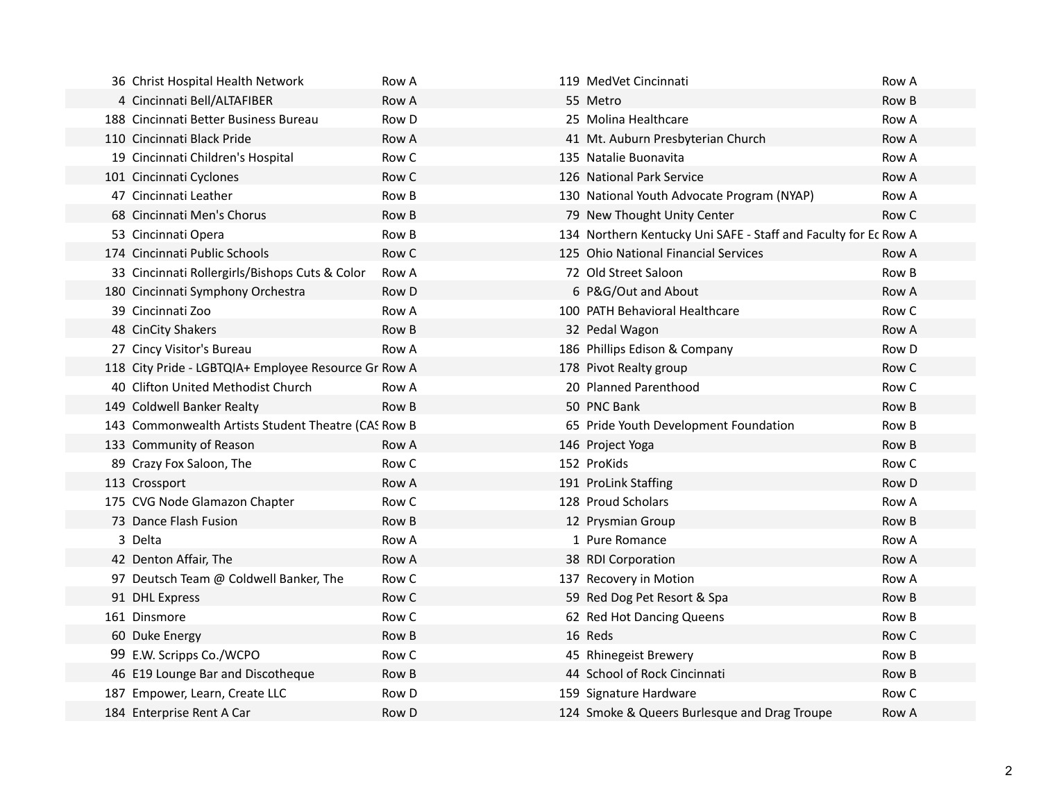| | | |
|---|---|---|
| 36 | Christ Hospital Health Network | Row A |
| 4 | Cincinnati Bell/ALTAFIBER | Row A |
| 188 | Cincinnati Better Business Bureau | Row D |
| 110 | Cincinnati Black Pride | Row A |
| 19 | Cincinnati Children's Hospital | Row C |
| 101 | Cincinnati Cyclones | Row C |
| 47 | Cincinnati Leather | Row B |
| 68 | Cincinnati Men's Chorus | Row B |
| 53 | Cincinnati Opera | Row B |
| 174 | Cincinnati Public Schools | Row C |
| 33 | Cincinnati Rollergirls/Bishops Cuts & Color | Row A |
| 180 | Cincinnati Symphony Orchestra | Row D |
| 39 | Cincinnati Zoo | Row A |
| 48 | CinCity Shakers | Row B |
| 27 | Cincy Visitor's Bureau | Row A |
| 118 | City Pride - LGBTQIA+ Employee Resource Gr | Row A |
| 40 | Clifton United Methodist Church | Row A |
| 149 | Coldwell Banker Realty | Row B |
| 143 | Commonwealth Artists Student Theatre (CAS | Row B |
| 133 | Community of Reason | Row A |
| 89 | Crazy Fox Saloon, The | Row C |
| 113 | Crossport | Row A |
| 175 | CVG Node Glamazon Chapter | Row C |
| 73 | Dance Flash Fusion | Row B |
| 3 | Delta | Row A |
| 42 | Denton Affair, The | Row A |
| 97 | Deutsch Team @ Coldwell Banker, The | Row C |
| 91 | DHL Express | Row C |
| 161 | Dinsmore | Row C |
| 60 | Duke Energy | Row B |
| 99 | E.W. Scripps Co./WCPO | Row C |
| 46 | E19 Lounge Bar and Discotheque | Row B |
| 187 | Empower, Learn, Create LLC | Row D |
| 184 | Enterprise Rent A Car | Row D |
| 119 | MedVet Cincinnati | Row A |
| 55 | Metro | Row B |
| 25 | Molina Healthcare | Row A |
| 41 | Mt. Auburn Presbyterian Church | Row A |
| 135 | Natalie Buonavita | Row A |
| 126 | National Park Service | Row A |
| 130 | National Youth Advocate Program (NYAP) | Row A |
| 79 | New Thought Unity Center | Row C |
| 134 | Northern Kentucky Uni SAFE - Staff and Faculty for Ec | Row A |
| 125 | Ohio National Financial Services | Row A |
| 72 | Old Street Saloon | Row B |
| 6 | P&G/Out and About | Row A |
| 100 | PATH Behavioral Healthcare | Row C |
| 32 | Pedal Wagon | Row A |
| 186 | Phillips Edison & Company | Row D |
| 178 | Pivot Realty group | Row C |
| 20 | Planned Parenthood | Row C |
| 50 | PNC Bank | Row B |
| 65 | Pride Youth Development Foundation | Row B |
| 146 | Project Yoga | Row B |
| 152 | ProKids | Row C |
| 191 | ProLink Staffing | Row D |
| 128 | Proud Scholars | Row A |
| 12 | Prysmian Group | Row B |
| 1 | Pure Romance | Row A |
| 38 | RDI Corporation | Row A |
| 137 | Recovery in Motion | Row A |
| 59 | Red Dog Pet Resort & Spa | Row B |
| 62 | Red Hot Dancing Queens | Row B |
| 16 | Reds | Row C |
| 45 | Rhinegeist Brewery | Row B |
| 44 | School of Rock Cincinnati | Row B |
| 159 | Signature Hardware | Row C |
| 124 | Smoke & Queers Burlesque and Drag Troupe | Row A |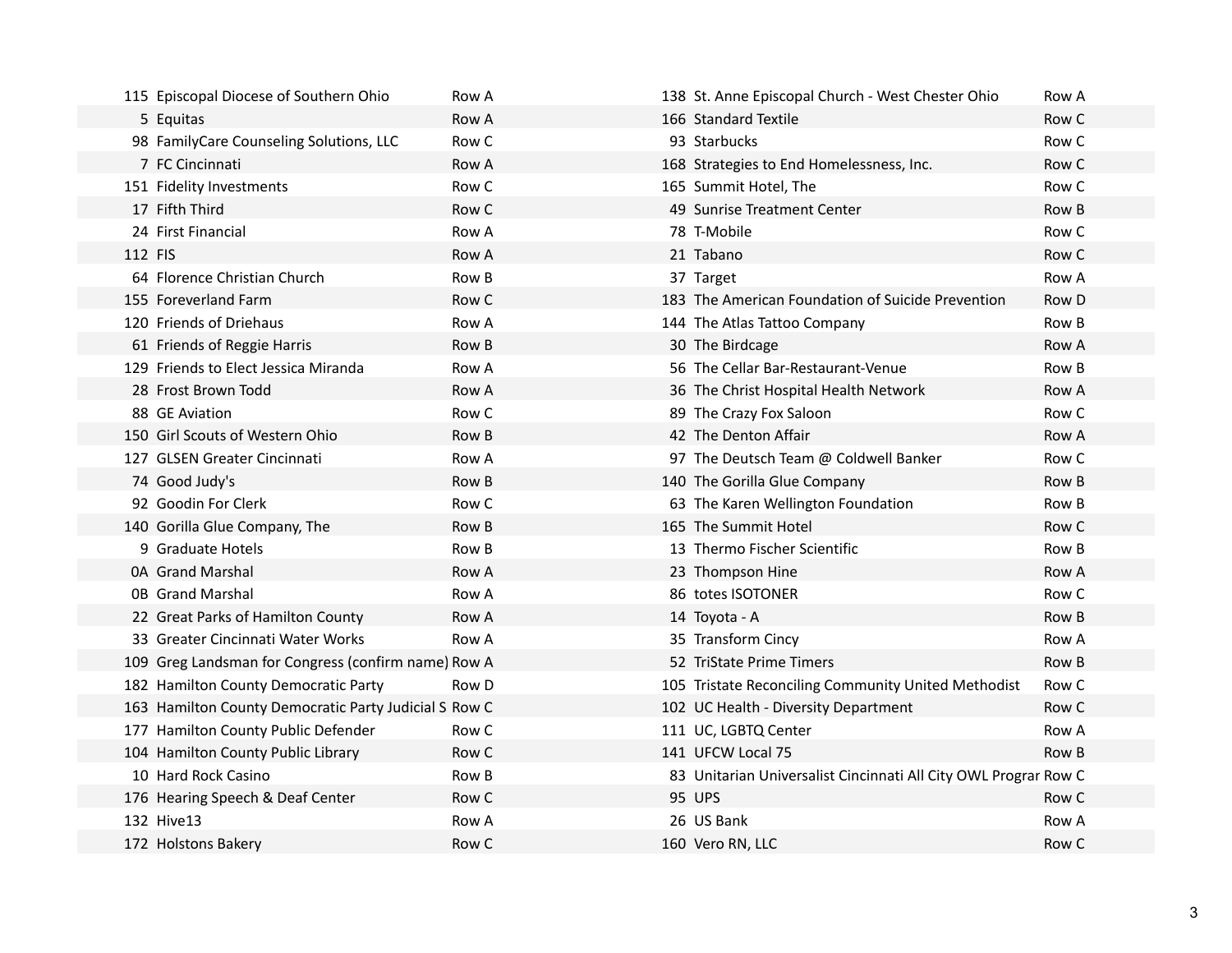| # | Name | Row |
|---|---|---|
| 115 | Episcopal Diocese of Southern Ohio | Row A |
| 5 | Equitas | Row A |
| 98 | FamilyCare Counseling Solutions, LLC | Row C |
| 7 | FC Cincinnati | Row A |
| 151 | Fidelity Investments | Row C |
| 17 | Fifth Third | Row C |
| 24 | First Financial | Row A |
| 112 | FIS | Row A |
| 64 | Florence Christian Church | Row B |
| 155 | Foreverland Farm | Row C |
| 120 | Friends of Driehaus | Row A |
| 61 | Friends of Reggie Harris | Row B |
| 129 | Friends to Elect Jessica Miranda | Row A |
| 28 | Frost Brown Todd | Row A |
| 88 | GE Aviation | Row C |
| 150 | Girl Scouts of Western Ohio | Row B |
| 127 | GLSEN Greater Cincinnati | Row A |
| 74 | Good Judy's | Row B |
| 92 | Goodin For Clerk | Row C |
| 140 | Gorilla Glue Company, The | Row B |
| 9 | Graduate Hotels | Row B |
| 0A | Grand Marshal | Row A |
| 0B | Grand Marshal | Row A |
| 22 | Great Parks of Hamilton County | Row A |
| 33 | Greater Cincinnati Water Works | Row A |
| 109 | Greg Landsman for Congress (confirm name) | Row A |
| 182 | Hamilton County Democratic Party | Row D |
| 163 | Hamilton County Democratic Party Judicial S | Row C |
| 177 | Hamilton County Public Defender | Row C |
| 104 | Hamilton County Public Library | Row C |
| 10 | Hard Rock Casino | Row B |
| 176 | Hearing Speech & Deaf Center | Row C |
| 132 | Hive13 | Row A |
| 172 | Holstons Bakery | Row C |
| 138 | St. Anne Episcopal Church - West Chester Ohio | Row A |
| 166 | Standard Textile | Row C |
| 93 | Starbucks | Row C |
| 168 | Strategies to End Homelessness, Inc. | Row C |
| 165 | Summit Hotel, The | Row C |
| 49 | Sunrise Treatment Center | Row B |
| 78 | T-Mobile | Row C |
| 21 | Tabano | Row C |
| 37 | Target | Row A |
| 183 | The American Foundation of Suicide Prevention | Row D |
| 144 | The Atlas Tattoo Company | Row B |
| 30 | The Birdcage | Row A |
| 56 | The Cellar Bar-Restaurant-Venue | Row B |
| 36 | The Christ Hospital Health Network | Row A |
| 89 | The Crazy Fox Saloon | Row C |
| 42 | The Denton Affair | Row A |
| 97 | The Deutsch Team @ Coldwell Banker | Row C |
| 140 | The Gorilla Glue Company | Row B |
| 63 | The Karen Wellington Foundation | Row B |
| 165 | The Summit Hotel | Row C |
| 13 | Thermo Fischer Scientific | Row B |
| 23 | Thompson Hine | Row A |
| 86 | totes ISOTONER | Row C |
| 14 | Toyota - A | Row B |
| 35 | Transform Cincy | Row A |
| 52 | TriState Prime Timers | Row B |
| 105 | Tristate Reconciling Community United Methodist | Row C |
| 102 | UC Health - Diversity Department | Row C |
| 111 | UC, LGBTQ Center | Row A |
| 141 | UFCW Local 75 | Row B |
| 83 | Unitarian Universalist Cincinnati All City OWL Prograr | Row C |
| 95 | UPS | Row C |
| 26 | US Bank | Row A |
| 160 | Vero RN, LLC | Row C |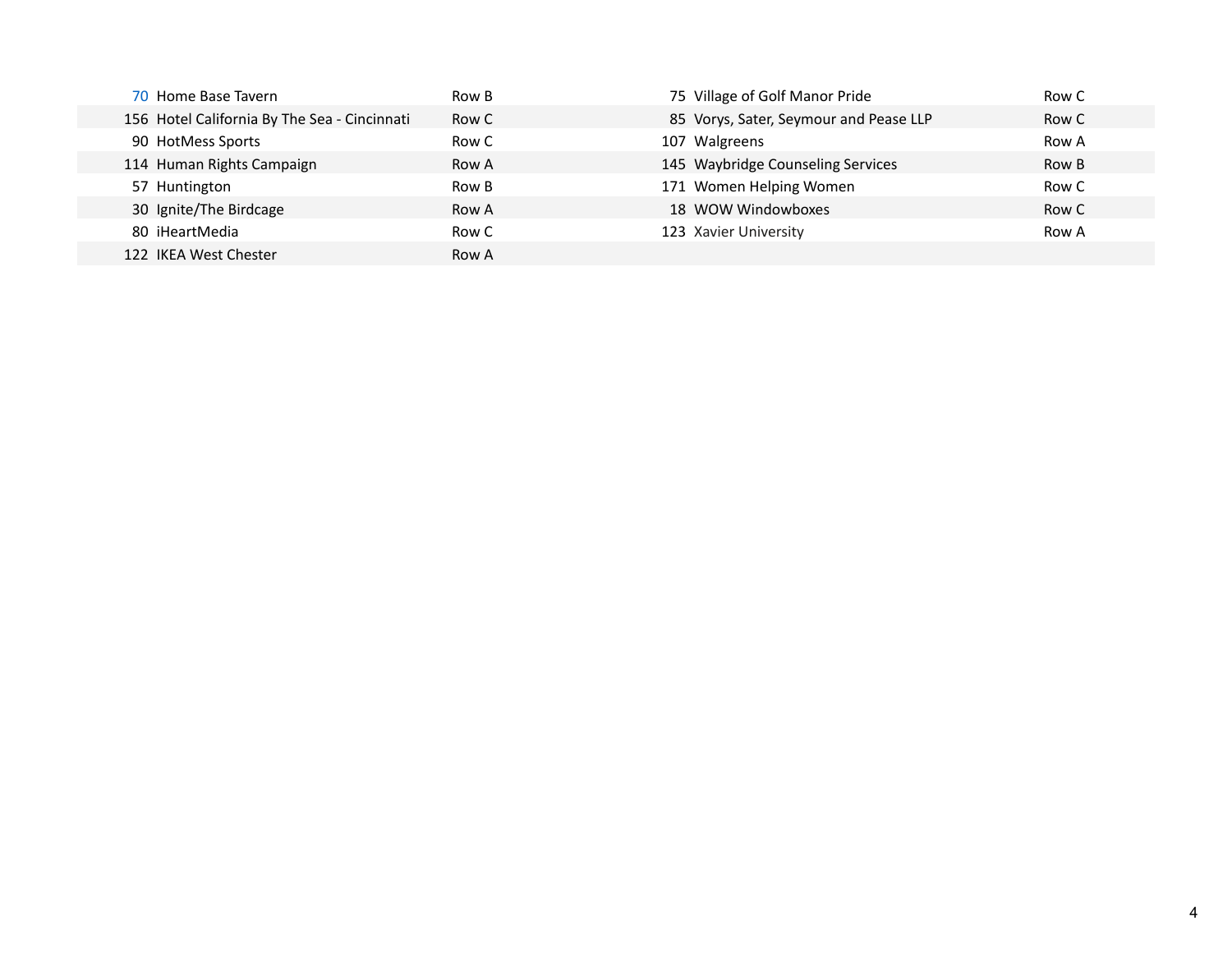| | | | | | |
|---|---|---|---|---|---|
| 70 | Home Base Tavern | Row B | 75 | Village of Golf Manor Pride | Row C |
| 156 | Hotel California By The Sea - Cincinnati | Row C | 85 | Vorys, Sater, Seymour and Pease LLP | Row C |
| 90 | HotMess Sports | Row C | 107 | Walgreens | Row A |
| 114 | Human Rights Campaign | Row A | 145 | Waybridge Counseling Services | Row B |
| 57 | Huntington | Row B | 171 | Women Helping Women | Row C |
| 30 | Ignite/The Birdcage | Row A | 18 | WOW Windowboxes | Row C |
| 80 | iHeartMedia | Row C | 123 | Xavier University | Row A |
| 122 | IKEA West Chester | Row A | | | |